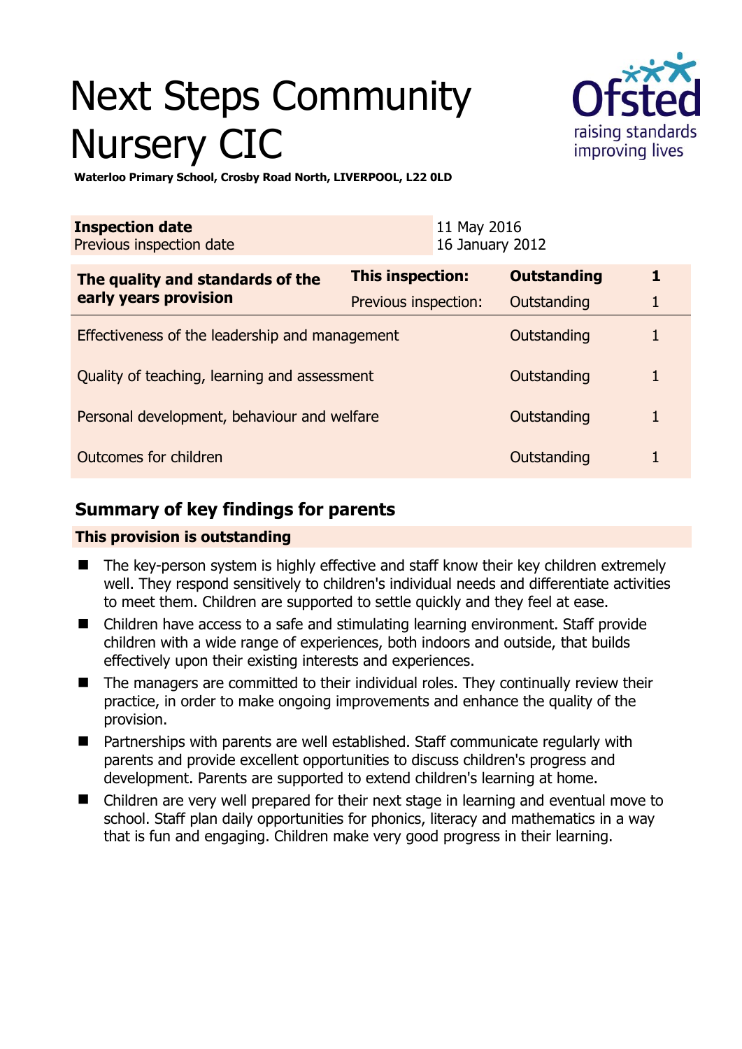# Next Steps Community Nursery CIC

**Waterloo Primary School, Crosby Road North, LIVERPOOL, L22 0LD**

| **Inspection date** | 11 May 2016 |
|---|---|
| Previous inspection date | 16 January 2012 |

| **The quality and standards of the early years provision** | **This inspection:** | **Outstanding** | **1** |
|---|---|---|---|
| | Previous inspection: | Outstanding | 1 |
| Effectiveness of the leadership and management | | Outstanding | 1 |
| Quality of teaching, learning and assessment | | Outstanding | 1 |
| Personal development, behaviour and welfare | | Outstanding | 1 |
| Outcomes for children | | Outstanding | 1 |

## Summary of key findings for parents

**This provision is outstanding**

- The key-person system is highly effective and staff know their key children extremely well. They respond sensitively to children's individual needs and differentiate activities to meet them. Children are supported to settle quickly and they feel at ease.
- Children have access to a safe and stimulating learning environment. Staff provide children with a wide range of experiences, both indoors and outside, that builds effectively upon their existing interests and experiences.
- The managers are committed to their individual roles. They continually review their practice, in order to make ongoing improvements and enhance the quality of the provision.
- Partnerships with parents are well established. Staff communicate regularly with parents and provide excellent opportunities to discuss children's progress and development. Parents are supported to extend children's learning at home.
- Children are very well prepared for their next stage in learning and eventual move to school. Staff plan daily opportunities for phonics, literacy and mathematics in a way that is fun and engaging. Children make very good progress in their learning.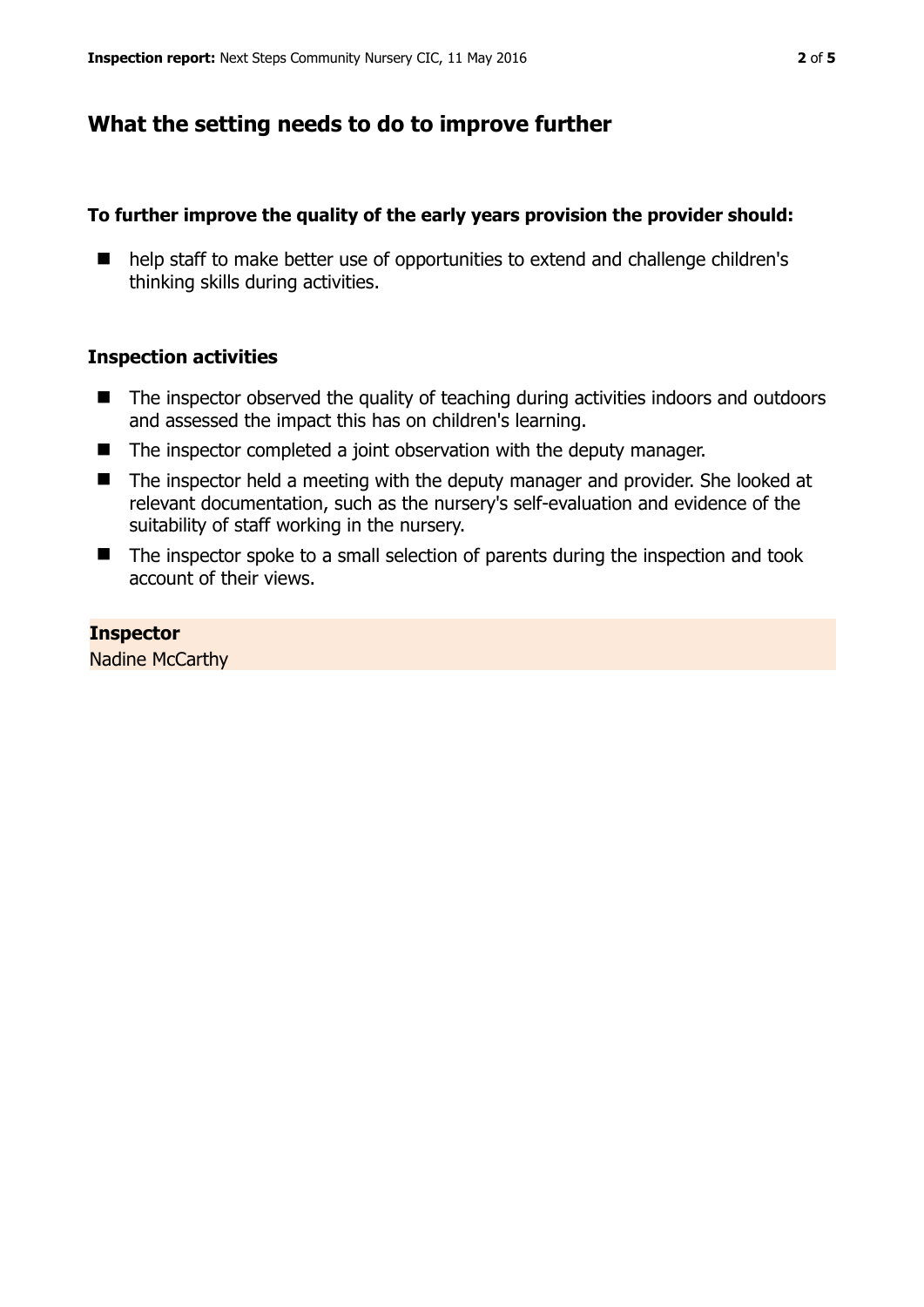## What the setting needs to do to improve further

**To further improve the quality of the early years provision the provider should:**

- help staff to make better use of opportunities to extend and challenge children's thinking skills during activities.

### Inspection activities

- The inspector observed the quality of teaching during activities indoors and outdoors and assessed the impact this has on children's learning.
- The inspector completed a joint observation with the deputy manager.
- The inspector held a meeting with the deputy manager and provider. She looked at relevant documentation, such as the nursery's self-evaluation and evidence of the suitability of staff working in the nursery.
- The inspector spoke to a small selection of parents during the inspection and took account of their views.

**Inspector**

Nadine McCarthy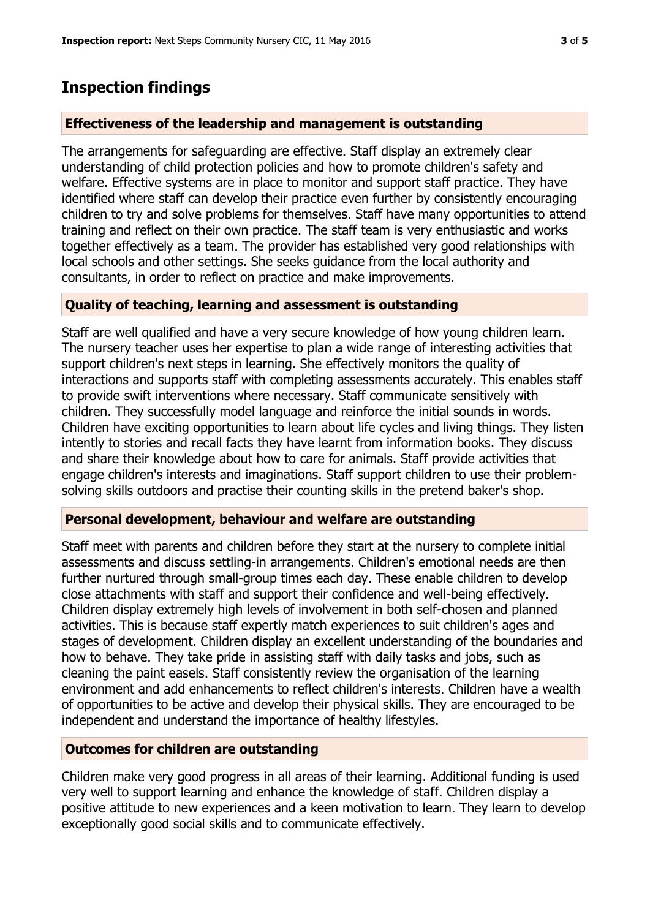## Inspection findings

### Effectiveness of the leadership and management is outstanding

The arrangements for safeguarding are effective. Staff display an extremely clear understanding of child protection policies and how to promote children's safety and welfare. Effective systems are in place to monitor and support staff practice. They have identified where staff can develop their practice even further by consistently encouraging children to try and solve problems for themselves. Staff have many opportunities to attend training and reflect on their own practice. The staff team is very enthusiastic and works together effectively as a team. The provider has established very good relationships with local schools and other settings. She seeks guidance from the local authority and consultants, in order to reflect on practice and make improvements.

### Quality of teaching, learning and assessment is outstanding

Staff are well qualified and have a very secure knowledge of how young children learn. The nursery teacher uses her expertise to plan a wide range of interesting activities that support children's next steps in learning. She effectively monitors the quality of interactions and supports staff with completing assessments accurately. This enables staff to provide swift interventions where necessary. Staff communicate sensitively with children. They successfully model language and reinforce the initial sounds in words. Children have exciting opportunities to learn about life cycles and living things. They listen intently to stories and recall facts they have learnt from information books. They discuss and share their knowledge about how to care for animals. Staff provide activities that engage children's interests and imaginations. Staff support children to use their problem-solving skills outdoors and practise their counting skills in the pretend baker's shop.

### Personal development, behaviour and welfare are outstanding

Staff meet with parents and children before they start at the nursery to complete initial assessments and discuss settling-in arrangements. Children's emotional needs are then further nurtured through small-group times each day. These enable children to develop close attachments with staff and support their confidence and well-being effectively. Children display extremely high levels of involvement in both self-chosen and planned activities. This is because staff expertly match experiences to suit children's ages and stages of development. Children display an excellent understanding of the boundaries and how to behave. They take pride in assisting staff with daily tasks and jobs, such as cleaning the paint easels. Staff consistently review the organisation of the learning environment and add enhancements to reflect children's interests. Children have a wealth of opportunities to be active and develop their physical skills. They are encouraged to be independent and understand the importance of healthy lifestyles.

### Outcomes for children are outstanding

Children make very good progress in all areas of their learning. Additional funding is used very well to support learning and enhance the knowledge of staff. Children display a positive attitude to new experiences and a keen motivation to learn. They learn to develop exceptionally good social skills and to communicate effectively.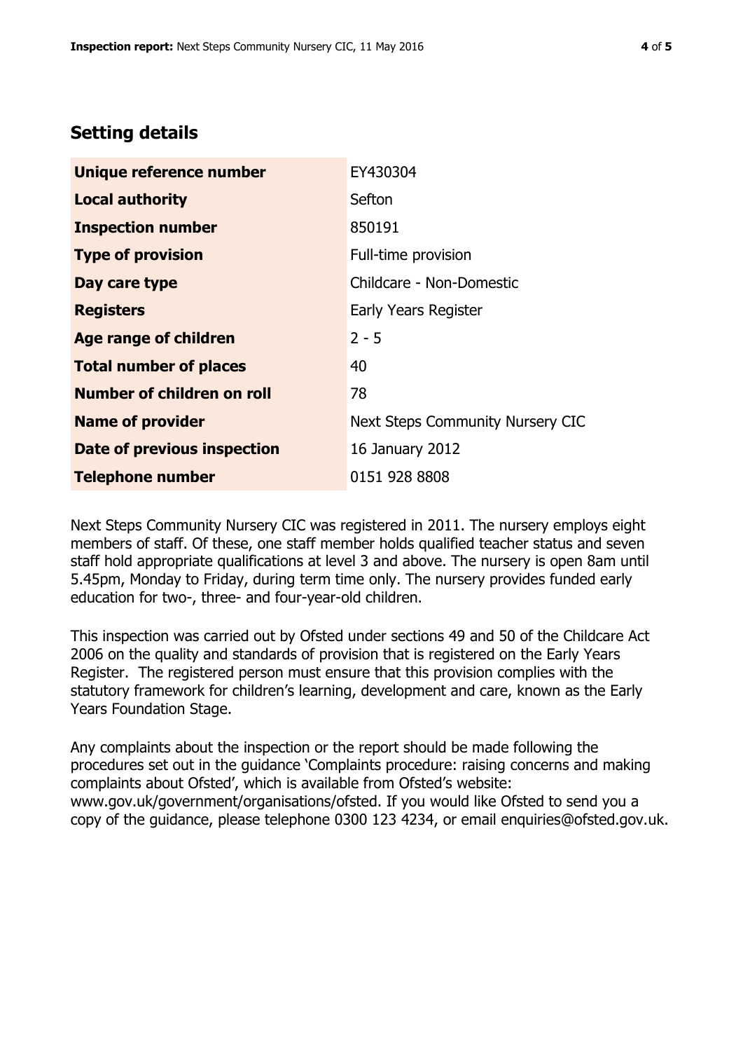## Setting details

| | |
|---|---|
| **Unique reference number** | EY430304 |
| **Local authority** | Sefton |
| **Inspection number** | 850191 |
| **Type of provision** | Full-time provision |
| **Day care type** | Childcare - Non-Domestic |
| **Registers** | Early Years Register |
| **Age range of children** | 2 - 5 |
| **Total number of places** | 40 |
| **Number of children on roll** | 78 |
| **Name of provider** | Next Steps Community Nursery CIC |
| **Date of previous inspection** | 16 January 2012 |
| **Telephone number** | 0151 928 8808 |

Next Steps Community Nursery CIC was registered in 2011. The nursery employs eight members of staff. Of these, one staff member holds qualified teacher status and seven staff hold appropriate qualifications at level 3 and above. The nursery is open 8am until 5.45pm, Monday to Friday, during term time only. The nursery provides funded early education for two-, three- and four-year-old children.

This inspection was carried out by Ofsted under sections 49 and 50 of the Childcare Act 2006 on the quality and standards of provision that is registered on the Early Years Register. The registered person must ensure that this provision complies with the statutory framework for children's learning, development and care, known as the Early Years Foundation Stage.

Any complaints about the inspection or the report should be made following the procedures set out in the guidance 'Complaints procedure: raising concerns and making complaints about Ofsted', which is available from Ofsted's website: www.gov.uk/government/organisations/ofsted. If you would like Ofsted to send you a copy of the guidance, please telephone 0300 123 4234, or email enquiries@ofsted.gov.uk.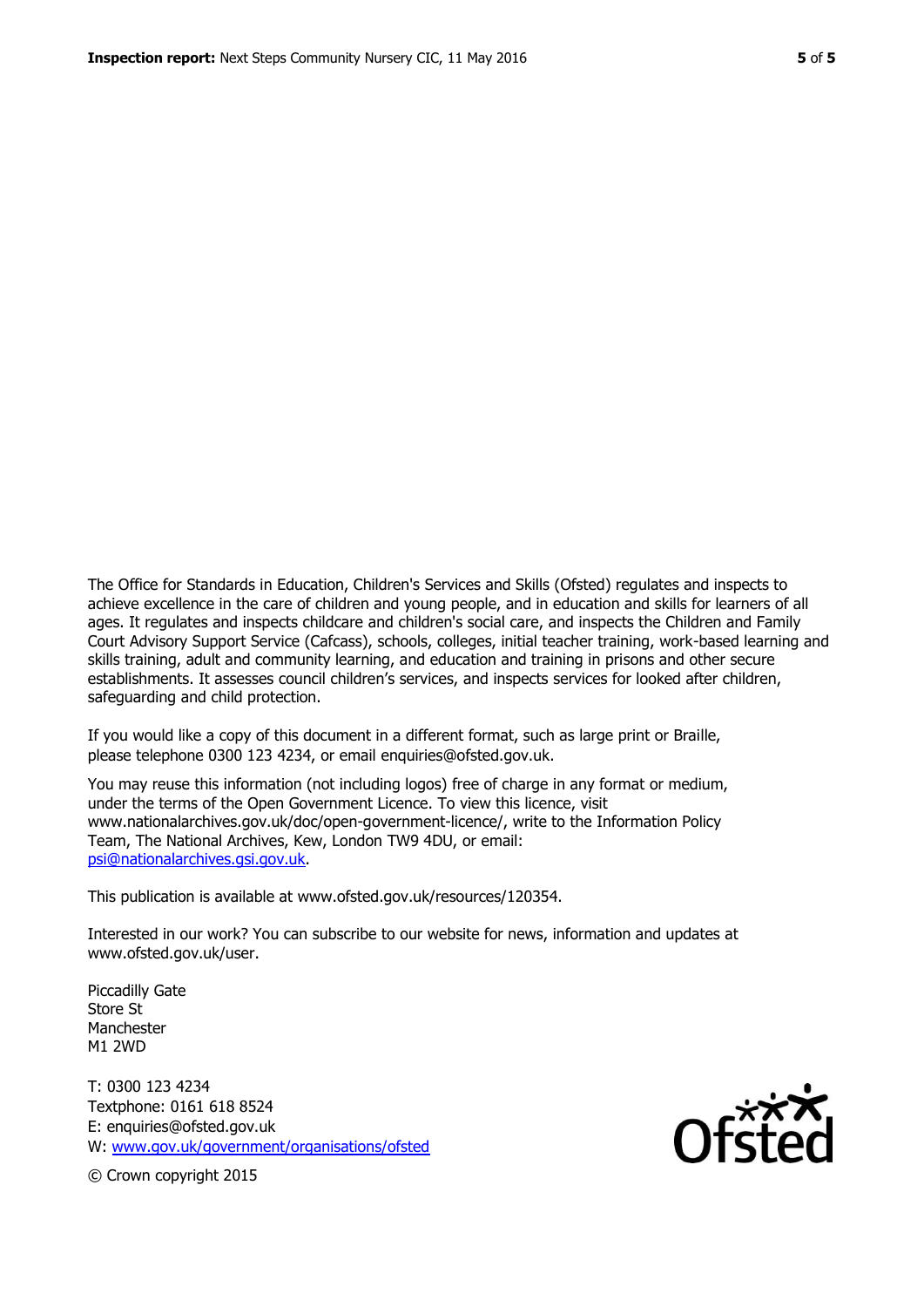The Office for Standards in Education, Children's Services and Skills (Ofsted) regulates and inspects to achieve excellence in the care of children and young people, and in education and skills for learners of all ages. It regulates and inspects childcare and children's social care, and inspects the Children and Family Court Advisory Support Service (Cafcass), schools, colleges, initial teacher training, work-based learning and skills training, adult and community learning, and education and training in prisons and other secure establishments. It assesses council children's services, and inspects services for looked after children, safeguarding and child protection.

If you would like a copy of this document in a different format, such as large print or Braille, please telephone 0300 123 4234, or email enquiries@ofsted.gov.uk.

You may reuse this information (not including logos) free of charge in any format or medium, under the terms of the Open Government Licence. To view this licence, visit www.nationalarchives.gov.uk/doc/open-government-licence/, write to the Information Policy Team, The National Archives, Kew, London TW9 4DU, or email: psi@nationalarchives.gsi.gov.uk.

This publication is available at www.ofsted.gov.uk/resources/120354.

Interested in our work? You can subscribe to our website for news, information and updates at www.ofsted.gov.uk/user.

Piccadilly Gate
Store St
Manchester
M1 2WD

T: 0300 123 4234
Textphone: 0161 618 8524
E: enquiries@ofsted.gov.uk
W: www.gov.uk/government/organisations/ofsted

© Crown copyright 2015